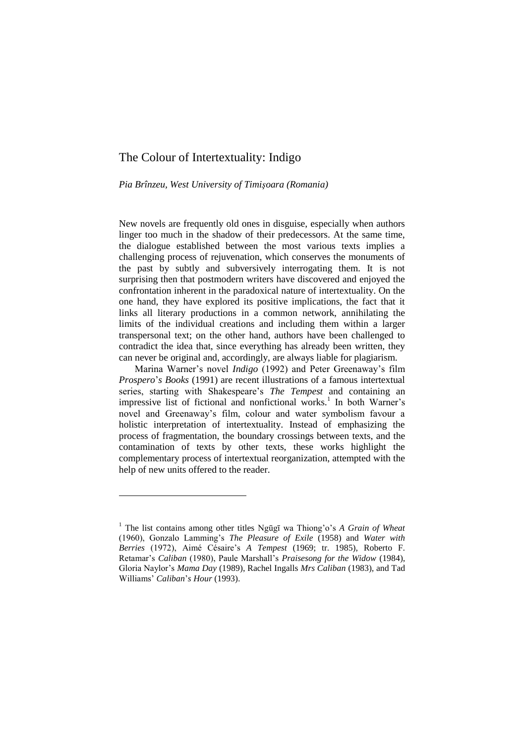# The Colour of Intertextuality: Indigo

*Pia Brînzeu, West University of Timişoara (Romania)*

New novels are frequently old ones in disguise, especially when authors linger too much in the shadow of their predecessors. At the same time, the dialogue established between the most various texts implies a challenging process of rejuvenation, which conserves the monuments of the past by subtly and subversively interrogating them. It is not surprising then that postmodern writers have discovered and enjoyed the confrontation inherent in the paradoxical nature of intertextuality. On the one hand, they have explored its positive implications, the fact that it links all literary productions in a common network, annihilating the limits of the individual creations and including them within a larger transpersonal text; on the other hand, authors have been challenged to contradict the idea that, since everything has already been written, they can never be original and, accordingly, are always liable for plagiarism.

Marina Warner's novel *Indigo* (1992) and Peter Greenaway's film *Prospero*'*s Books* (1991) are recent illustrations of a famous intertextual series, starting with Shakespeare's *The Tempest* and containing an impressive list of fictional and nonfictional works.[1] In both Warner's novel and Greenaway's film, colour and water symbolism favour a holistic interpretation of intertextuality. Instead of emphasizing the process of fragmentation, the boundary crossings between texts, and the contamination of texts by other texts, these works highlight the complementary process of intertextual reorganization, attempted with the help of new units offered to the reader.

---

[1] The list contains among other titles Ngũgĩ wa Thiong'o's *A Grain of Wheat* (1960), Gonzalo Lamming's *The Pleasure of Exile* (1958) and *Water with Berries* (1972), Aimé Césaire's *A Tempest* (1969; tr. 1985), Roberto F. Retamar's *Caliban* (1980), Paule Marshall's *Praisesong for the Widow* (1984), Gloria Naylor's *Mama Day* (1989), Rachel Ingalls *Mrs Caliban* (1983), and Tad Williams' *Caliban*'*s Hour* (1993).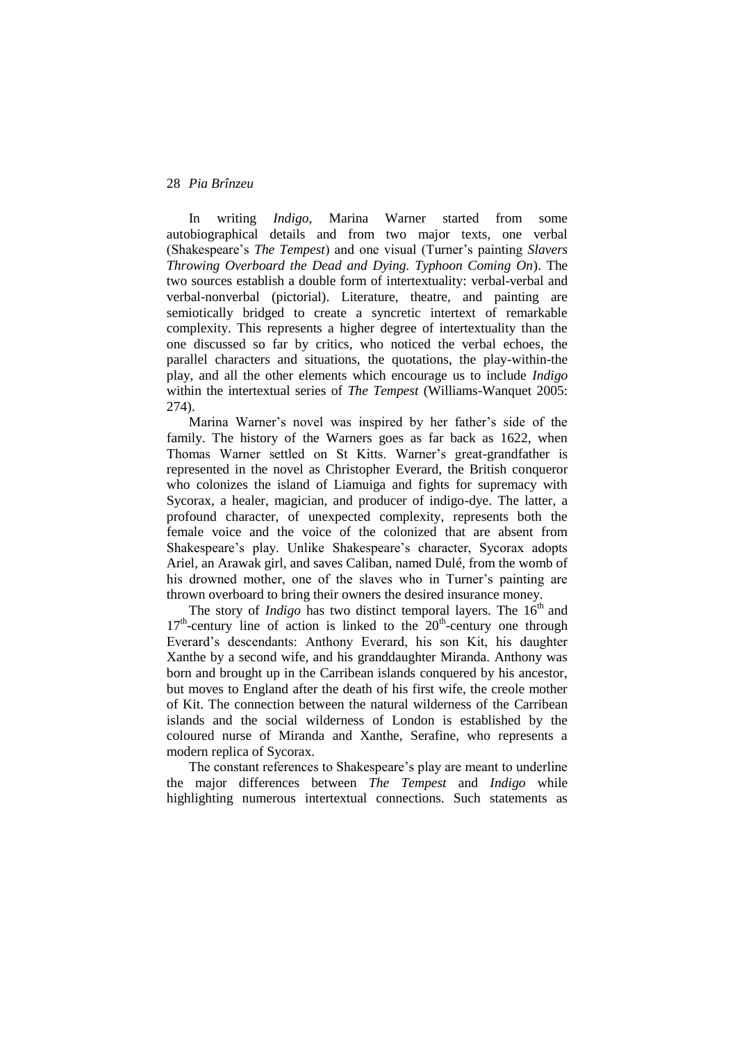In writing *Indigo*, Marina Warner started from some autobiographical details and from two major texts, one verbal (Shakespeare's *The Tempest*) and one visual (Turner's painting *Slavers Throwing Overboard the Dead and Dying. Typhoon Coming On*). The two sources establish a double form of intertextuality: verbal-verbal and verbal-nonverbal (pictorial). Literature, theatre, and painting are semiotically bridged to create a syncretic intertext of remarkable complexity. This represents a higher degree of intertextuality than the one discussed so far by critics, who noticed the verbal echoes, the parallel characters and situations, the quotations, the play-within-the play, and all the other elements which encourage us to include *Indigo* within the intertextual series of *The Tempest* (Williams-Wanquet 2005: 274).

Marina Warner's novel was inspired by her father's side of the family. The history of the Warners goes as far back as 1622, when Thomas Warner settled on St Kitts. Warner's great-grandfather is represented in the novel as Christopher Everard, the British conqueror who colonizes the island of Liamuiga and fights for supremacy with Sycorax, a healer, magician, and producer of indigo-dye. The latter, a profound character, of unexpected complexity, represents both the female voice and the voice of the colonized that are absent from Shakespeare's play. Unlike Shakespeare's character, Sycorax adopts Ariel, an Arawak girl, and saves Caliban, named Dulé, from the womb of his drowned mother, one of the slaves who in Turner's painting are thrown overboard to bring their owners the desired insurance money.

The story of *Indigo* has two distinct temporal layers. The 16th and 17th-century line of action is linked to the 20th-century one through Everard's descendants: Anthony Everard, his son Kit, his daughter Xanthe by a second wife, and his granddaughter Miranda. Anthony was born and brought up in the Carribean islands conquered by his ancestor, but moves to England after the death of his first wife, the creole mother of Kit. The connection between the natural wilderness of the Carribean islands and the social wilderness of London is established by the coloured nurse of Miranda and Xanthe, Serafine, who represents a modern replica of Sycorax.

The constant references to Shakespeare's play are meant to underline the major differences between *The Tempest* and *Indigo* while highlighting numerous intertextual connections. Such statements as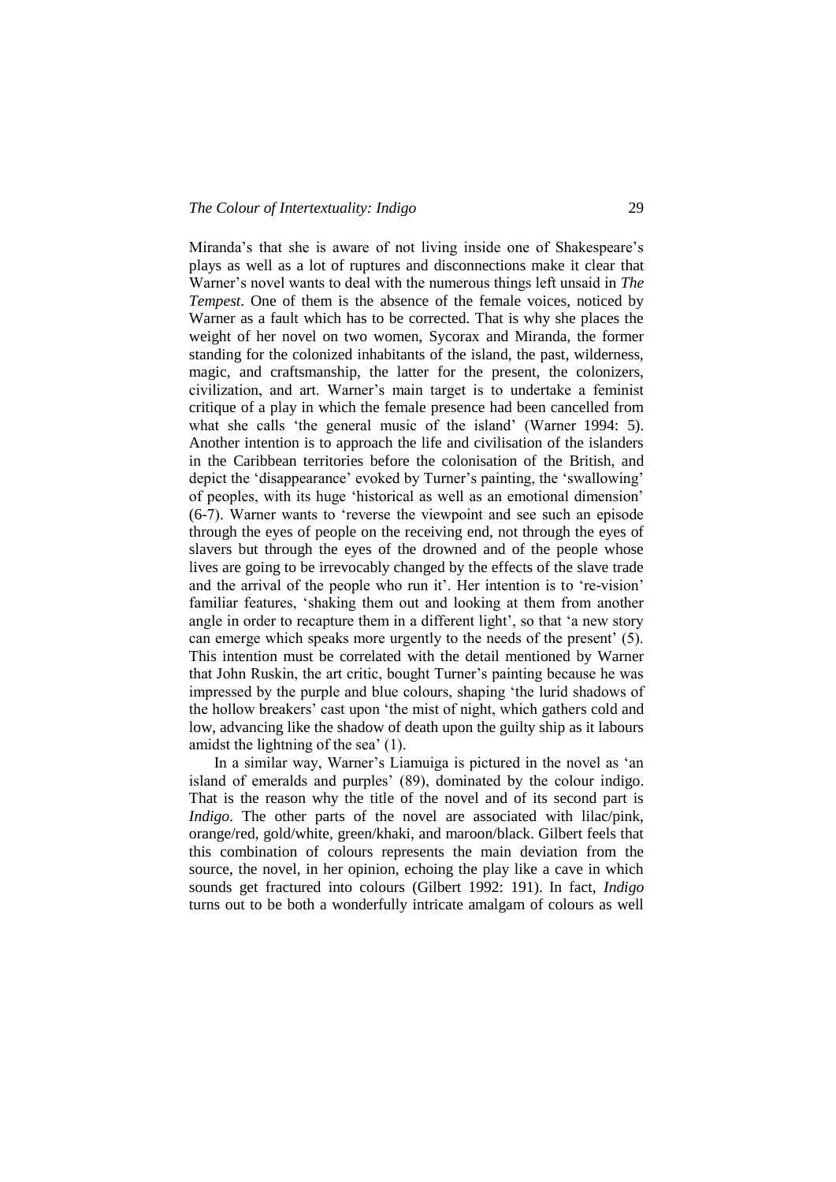Miranda's that she is aware of not living inside one of Shakespeare's plays as well as a lot of ruptures and disconnections make it clear that Warner's novel wants to deal with the numerous things left unsaid in *The Tempest*. One of them is the absence of the female voices, noticed by Warner as a fault which has to be corrected. That is why she places the weight of her novel on two women, Sycorax and Miranda, the former standing for the colonized inhabitants of the island, the past, wilderness, magic, and craftsmanship, the latter for the present, the colonizers, civilization, and art. Warner's main target is to undertake a feminist critique of a play in which the female presence had been cancelled from what she calls 'the general music of the island' (Warner 1994: 5). Another intention is to approach the life and civilisation of the islanders in the Caribbean territories before the colonisation of the British, and depict the 'disappearance' evoked by Turner's painting, the 'swallowing' of peoples, with its huge 'historical as well as an emotional dimension' (6-7). Warner wants to 'reverse the viewpoint and see such an episode through the eyes of people on the receiving end, not through the eyes of slavers but through the eyes of the drowned and of the people whose lives are going to be irrevocably changed by the effects of the slave trade and the arrival of the people who run it'. Her intention is to 're-vision' familiar features, 'shaking them out and looking at them from another angle in order to recapture them in a different light', so that 'a new story can emerge which speaks more urgently to the needs of the present' (5). This intention must be correlated with the detail mentioned by Warner that John Ruskin, the art critic, bought Turner's painting because he was impressed by the purple and blue colours, shaping 'the lurid shadows of the hollow breakers' cast upon 'the mist of night, which gathers cold and low, advancing like the shadow of death upon the guilty ship as it labours amidst the lightning of the sea' (1).

In a similar way, Warner's Liamuiga is pictured in the novel as 'an island of emeralds and purples' (89), dominated by the colour indigo. That is the reason why the title of the novel and of its second part is *Indigo*. The other parts of the novel are associated with lilac/pink, orange/red, gold/white, green/khaki, and maroon/black. Gilbert feels that this combination of colours represents the main deviation from the source, the novel, in her opinion, echoing the play like a cave in which sounds get fractured into colours (Gilbert 1992: 191). In fact, *Indigo* turns out to be both a wonderfully intricate amalgam of colours as well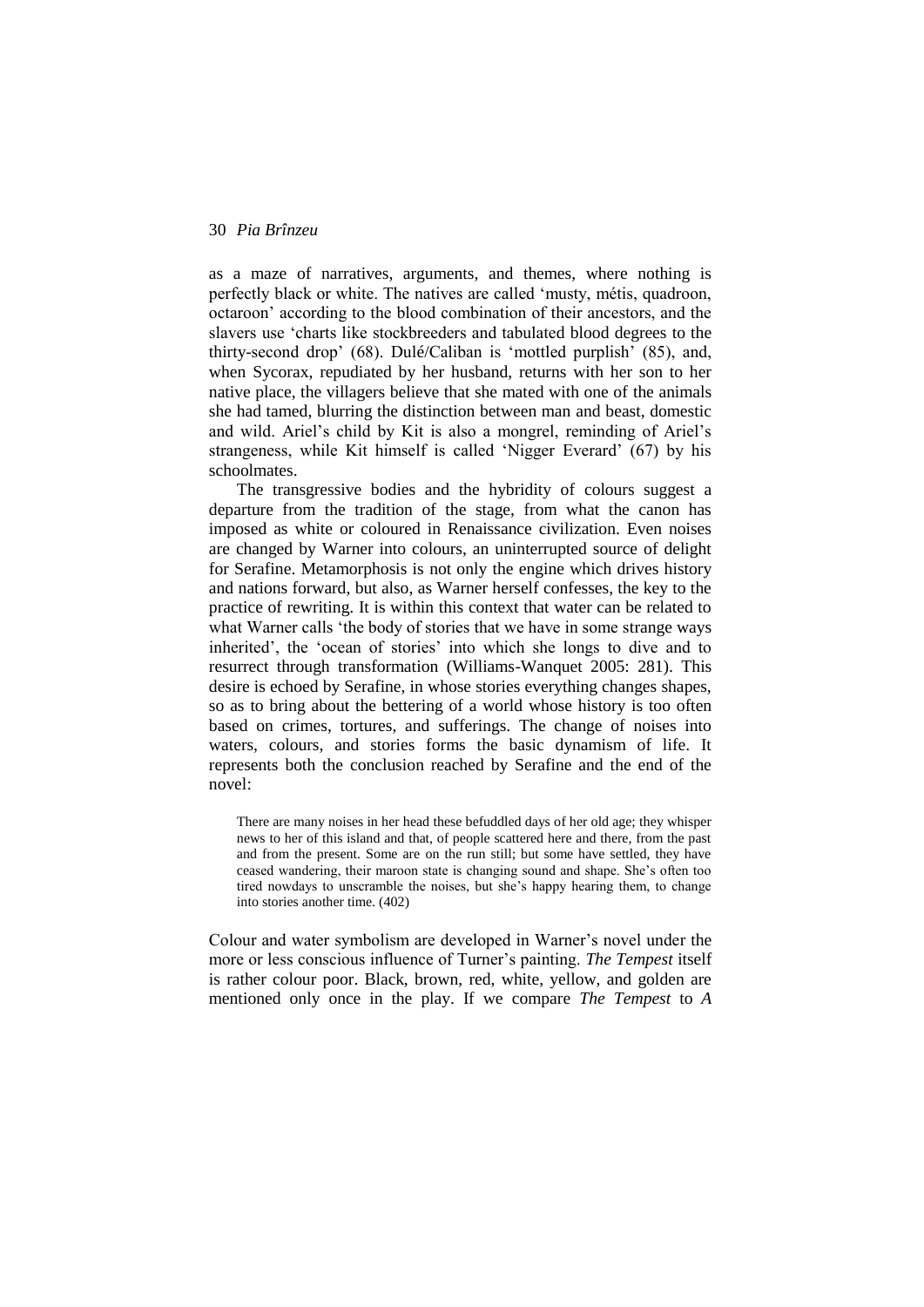as a maze of narratives, arguments, and themes, where nothing is perfectly black or white. The natives are called 'musty, métis, quadroon, octaroon' according to the blood combination of their ancestors, and the slavers use 'charts like stockbreeders and tabulated blood degrees to the thirty-second drop' (68). Dulé/Caliban is 'mottled purplish' (85), and, when Sycorax, repudiated by her husband, returns with her son to her native place, the villagers believe that she mated with one of the animals she had tamed, blurring the distinction between man and beast, domestic and wild. Ariel's child by Kit is also a mongrel, reminding of Ariel's strangeness, while Kit himself is called 'Nigger Everard' (67) by his schoolmates.

The transgressive bodies and the hybridity of colours suggest a departure from the tradition of the stage, from what the canon has imposed as white or coloured in Renaissance civilization. Even noises are changed by Warner into colours, an uninterrupted source of delight for Serafine. Metamorphosis is not only the engine which drives history and nations forward, but also, as Warner herself confesses, the key to the practice of rewriting. It is within this context that water can be related to what Warner calls 'the body of stories that we have in some strange ways inherited', the 'ocean of stories' into which she longs to dive and to resurrect through transformation (Williams-Wanquet 2005: 281). This desire is echoed by Serafine, in whose stories everything changes shapes, so as to bring about the bettering of a world whose history is too often based on crimes, tortures, and sufferings. The change of noises into waters, colours, and stories forms the basic dynamism of life. It represents both the conclusion reached by Serafine and the end of the novel:

> There are many noises in her head these befuddled days of her old age; they whisper news to her of this island and that, of people scattered here and there, from the past and from the present. Some are on the run still; but some have settled, they have ceased wandering, their maroon state is changing sound and shape. She's often too tired nowdays to unscramble the noises, but she's happy hearing them, to change into stories another time. (402)

Colour and water symbolism are developed in Warner's novel under the more or less conscious influence of Turner's painting. *The Tempest* itself is rather colour poor. Black, brown, red, white, yellow, and golden are mentioned only once in the play. If we compare *The Tempest* to *A*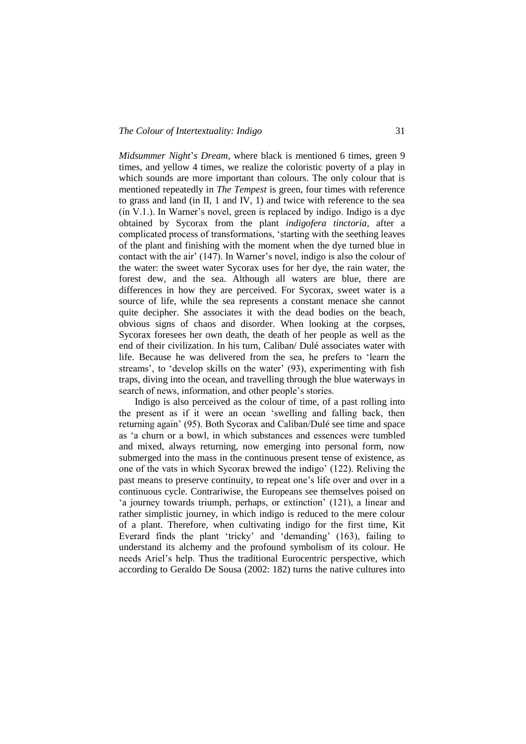*Midsummer Night*'*s Dream*, where black is mentioned 6 times, green 9 times, and yellow 4 times, we realize the coloristic poverty of a play in which sounds are more important than colours. The only colour that is mentioned repeatedly in *The Tempest* is green, four times with reference to grass and land (in II, 1 and IV, 1) and twice with reference to the sea (in V.1.). In Warner's novel, green is replaced by indigo. Indigo is a dye obtained by Sycorax from the plant *indigofera tinctoria*, after a complicated process of transformations, 'starting with the seething leaves of the plant and finishing with the moment when the dye turned blue in contact with the air' (147). In Warner's novel, indigo is also the colour of the water: the sweet water Sycorax uses for her dye, the rain water, the forest dew, and the sea. Although all waters are blue, there are differences in how they are perceived. For Sycorax, sweet water is a source of life, while the sea represents a constant menace she cannot quite decipher. She associates it with the dead bodies on the beach, obvious signs of chaos and disorder. When looking at the corpses, Sycorax foresees her own death, the death of her people as well as the end of their civilization. In his turn, Caliban/ Dulé associates water with life. Because he was delivered from the sea, he prefers to 'learn the streams', to 'develop skills on the water' (93), experimenting with fish traps, diving into the ocean, and travelling through the blue waterways in search of news, information, and other people's stories.

Indigo is also perceived as the colour of time, of a past rolling into the present as if it were an ocean 'swelling and falling back, then returning again' (95). Both Sycorax and Caliban/Dulé see time and space as 'a churn or a bowl, in which substances and essences were tumbled and mixed, always returning, now emerging into personal form, now submerged into the mass in the continuous present tense of existence, as one of the vats in which Sycorax brewed the indigo' (122). Reliving the past means to preserve continuity, to repeat one's life over and over in a continuous cycle. Contrariwise, the Europeans see themselves poised on 'a journey towards triumph, perhaps, or extinction' (121), a linear and rather simplistic journey, in which indigo is reduced to the mere colour of a plant. Therefore, when cultivating indigo for the first time, Kit Everard finds the plant 'tricky' and 'demanding' (163), failing to understand its alchemy and the profound symbolism of its colour. He needs Ariel's help. Thus the traditional Eurocentric perspective, which according to Geraldo De Sousa (2002: 182) turns the native cultures into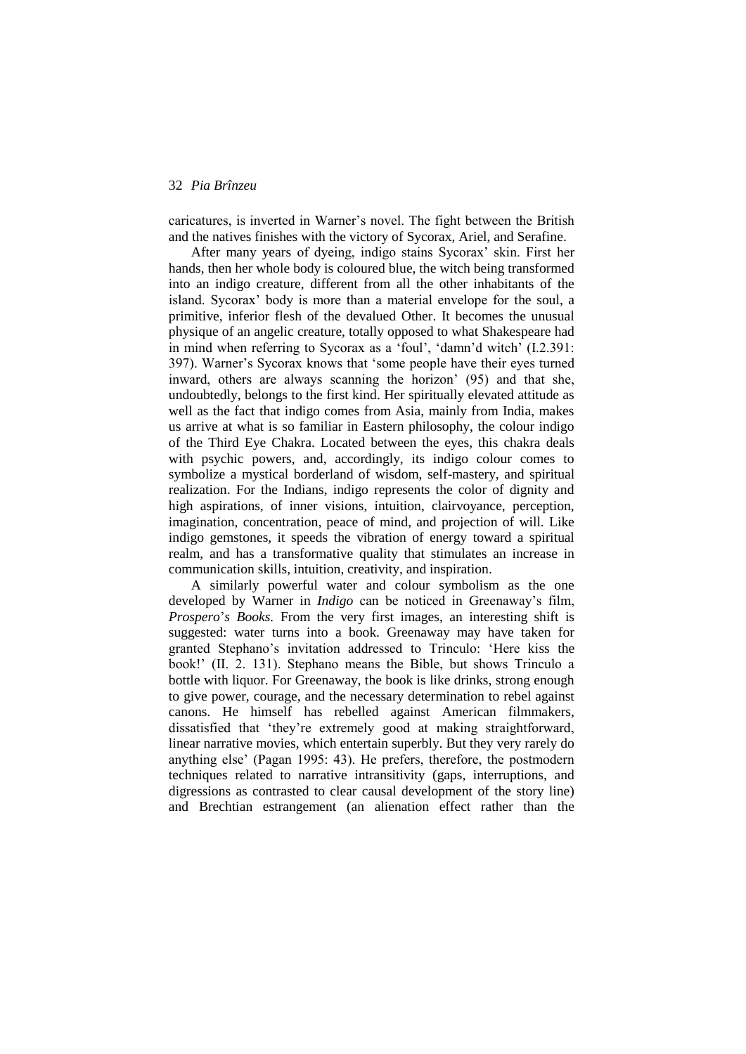caricatures, is inverted in Warner's novel. The fight between the British and the natives finishes with the victory of Sycorax, Ariel, and Serafine.

After many years of dyeing, indigo stains Sycorax' skin. First her hands, then her whole body is coloured blue, the witch being transformed into an indigo creature, different from all the other inhabitants of the island. Sycorax' body is more than a material envelope for the soul, a primitive, inferior flesh of the devalued Other. It becomes the unusual physique of an angelic creature, totally opposed to what Shakespeare had in mind when referring to Sycorax as a 'foul', 'damn'd witch' (I.2.391: 397). Warner's Sycorax knows that 'some people have their eyes turned inward, others are always scanning the horizon' (95) and that she, undoubtedly, belongs to the first kind. Her spiritually elevated attitude as well as the fact that indigo comes from Asia, mainly from India, makes us arrive at what is so familiar in Eastern philosophy, the colour indigo of the Third Eye Chakra. Located between the eyes, this chakra deals with psychic powers, and, accordingly, its indigo colour comes to symbolize a mystical borderland of wisdom, self-mastery, and spiritual realization. For the Indians, indigo represents the color of dignity and high aspirations, of inner visions, intuition, clairvoyance, perception, imagination, concentration, peace of mind, and projection of will. Like indigo gemstones, it speeds the vibration of energy toward a spiritual realm, and has a transformative quality that stimulates an increase in communication skills, intuition, creativity, and inspiration.

A similarly powerful water and colour symbolism as the one developed by Warner in *Indigo* can be noticed in Greenaway's film, *Prospero*'*s Books.* From the very first images, an interesting shift is suggested: water turns into a book. Greenaway may have taken for granted Stephano's invitation addressed to Trinculo: 'Here kiss the book!' (II. 2. 131). Stephano means the Bible, but shows Trinculo a bottle with liquor. For Greenaway, the book is like drinks, strong enough to give power, courage, and the necessary determination to rebel against canons. He himself has rebelled against American filmmakers, dissatisfied that 'they're extremely good at making straightforward, linear narrative movies, which entertain superbly. But they very rarely do anything else' (Pagan 1995: 43). He prefers, therefore, the postmodern techniques related to narrative intransitivity (gaps, interruptions, and digressions as contrasted to clear causal development of the story line) and Brechtian estrangement (an alienation effect rather than the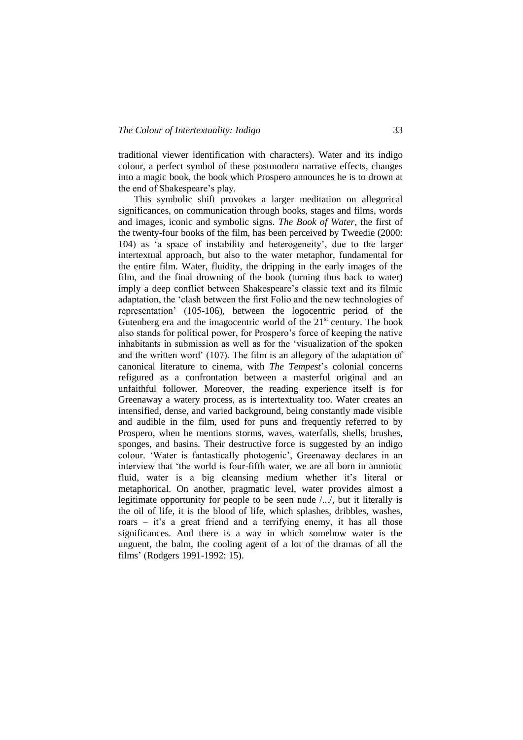traditional viewer identification with characters). Water and its indigo colour, a perfect symbol of these postmodern narrative effects, changes into a magic book, the book which Prospero announces he is to drown at the end of Shakespeare's play.

This symbolic shift provokes a larger meditation on allegorical significances, on communication through books, stages and films, words and images, iconic and symbolic signs. *The Book of Water*, the first of the twenty-four books of the film, has been perceived by Tweedie (2000: 104) as 'a space of instability and heterogeneity', due to the larger intertextual approach, but also to the water metaphor, fundamental for the entire film. Water, fluidity, the dripping in the early images of the film, and the final drowning of the book (turning thus back to water) imply a deep conflict between Shakespeare's classic text and its filmic adaptation, the 'clash between the first Folio and the new technologies of representation' (105-106), between the logocentric period of the Gutenberg era and the imagocentric world of the 21st century. The book also stands for political power, for Prospero's force of keeping the native inhabitants in submission as well as for the 'visualization of the spoken and the written word' (107). The film is an allegory of the adaptation of canonical literature to cinema, with *The Tempest*'s colonial concerns refigured as a confrontation between a masterful original and an unfaithful follower. Moreover, the reading experience itself is for Greenaway a watery process, as is intertextuality too. Water creates an intensified, dense, and varied background, being constantly made visible and audible in the film, used for puns and frequently referred to by Prospero, when he mentions storms, waves, waterfalls, shells, brushes, sponges, and basins. Their destructive force is suggested by an indigo colour. 'Water is fantastically photogenic', Greenaway declares in an interview that 'the world is four-fifth water, we are all born in amniotic fluid, water is a big cleansing medium whether it's literal or metaphorical. On another, pragmatic level, water provides almost a legitimate opportunity for people to be seen nude /.../, but it literally is the oil of life, it is the blood of life, which splashes, dribbles, washes, roars – it's a great friend and a terrifying enemy, it has all those significances. And there is a way in which somehow water is the unguent, the balm, the cooling agent of a lot of the dramas of all the films' (Rodgers 1991-1992: 15).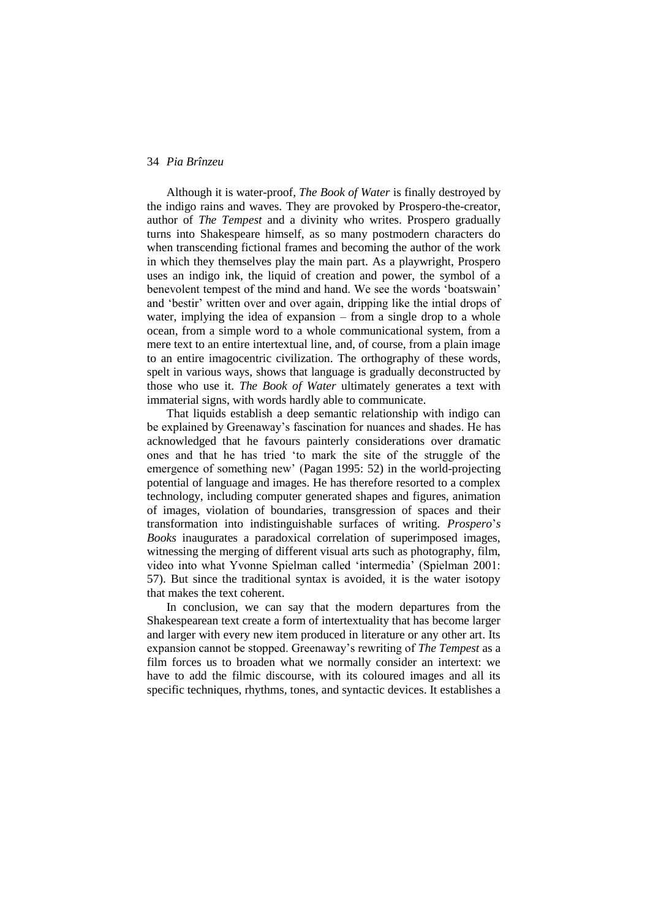Although it is water-proof, *The Book of Water* is finally destroyed by the indigo rains and waves. They are provoked by Prospero-the-creator, author of *The Tempest* and a divinity who writes. Prospero gradually turns into Shakespeare himself, as so many postmodern characters do when transcending fictional frames and becoming the author of the work in which they themselves play the main part. As a playwright, Prospero uses an indigo ink, the liquid of creation and power, the symbol of a benevolent tempest of the mind and hand. We see the words 'boatswain' and 'bestir' written over and over again, dripping like the intial drops of water, implying the idea of expansion – from a single drop to a whole ocean, from a simple word to a whole communicational system, from a mere text to an entire intertextual line, and, of course, from a plain image to an entire imagocentric civilization. The orthography of these words, spelt in various ways, shows that language is gradually deconstructed by those who use it. *The Book of Water* ultimately generates a text with immaterial signs, with words hardly able to communicate.

That liquids establish a deep semantic relationship with indigo can be explained by Greenaway's fascination for nuances and shades. He has acknowledged that he favours painterly considerations over dramatic ones and that he has tried 'to mark the site of the struggle of the emergence of something new' (Pagan 1995: 52) in the world-projecting potential of language and images. He has therefore resorted to a complex technology, including computer generated shapes and figures, animation of images, violation of boundaries, transgression of spaces and their transformation into indistinguishable surfaces of writing. *Prospero's Books* inaugurates a paradoxical correlation of superimposed images, witnessing the merging of different visual arts such as photography, film, video into what Yvonne Spielman called 'intermedia' (Spielman 2001: 57). But since the traditional syntax is avoided, it is the water isotopy that makes the text coherent.

In conclusion, we can say that the modern departures from the Shakespearean text create a form of intertextuality that has become larger and larger with every new item produced in literature or any other art. Its expansion cannot be stopped. Greenaway's rewriting of *The Tempest* as a film forces us to broaden what we normally consider an intertext: we have to add the filmic discourse, with its coloured images and all its specific techniques, rhythms, tones, and syntactic devices. It establishes a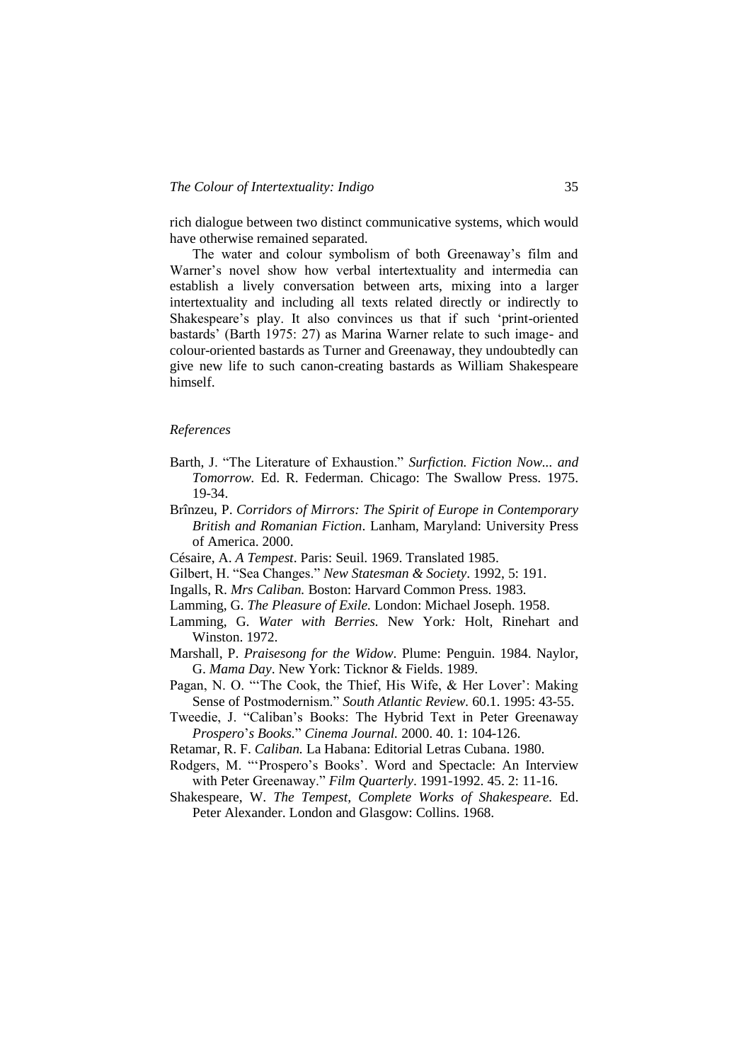rich dialogue between two distinct communicative systems, which would have otherwise remained separated.

The water and colour symbolism of both Greenaway's film and Warner's novel show how verbal intertextuality and intermedia can establish a lively conversation between arts, mixing into a larger intertextuality and including all texts related directly or indirectly to Shakespeare's play. It also convinces us that if such 'print-oriented bastards' (Barth 1975: 27) as Marina Warner relate to such image- and colour-oriented bastards as Turner and Greenaway, they undoubtedly can give new life to such canon-creating bastards as William Shakespeare himself.

*References*

Barth, J. "The Literature of Exhaustion." *Surfiction. Fiction Now... and Tomorrow.* Ed. R. Federman. Chicago: The Swallow Press. 1975. 19-34.

Brînzeu, P. *Corridors of Mirrors: The Spirit of Europe in Contemporary British and Romanian Fiction*. Lanham, Maryland: University Press of America. 2000.

Césaire, A. *A Tempest*. Paris: Seuil. 1969. Translated 1985.

Gilbert, H. "Sea Changes." *New Statesman & Society*. 1992, 5: 191.

Ingalls, R. *Mrs Caliban.* Boston: Harvard Common Press. 1983.

Lamming, G. *The Pleasure of Exile.* London: Michael Joseph. 1958.

Lamming, G. *Water with Berries.* New York*:* Holt, Rinehart and Winston. 1972.

Marshall, P. *Praisesong for the Widow*. Plume: Penguin. 1984. Naylor, G. *Mama Day*. New York: Ticknor & Fields. 1989.

Pagan, N. O. "'The Cook, the Thief, His Wife, & Her Lover': Making Sense of Postmodernism." *South Atlantic Review.* 60.1. 1995: 43-55.

Tweedie, J. "Caliban's Books: The Hybrid Text in Peter Greenaway *Prospero*'*s Books.*" *Cinema Journal.* 2000. 40. 1: 104-126.

Retamar, R. F. *Caliban.* La Habana: Editorial Letras Cubana. 1980.

Rodgers, M. "'Prospero's Books'. Word and Spectacle: An Interview with Peter Greenaway." *Film Quarterly*. 1991-1992. 45. 2: 11-16.

Shakespeare, W. *The Tempest, Complete Works of Shakespeare.* Ed. Peter Alexander. London and Glasgow: Collins. 1968.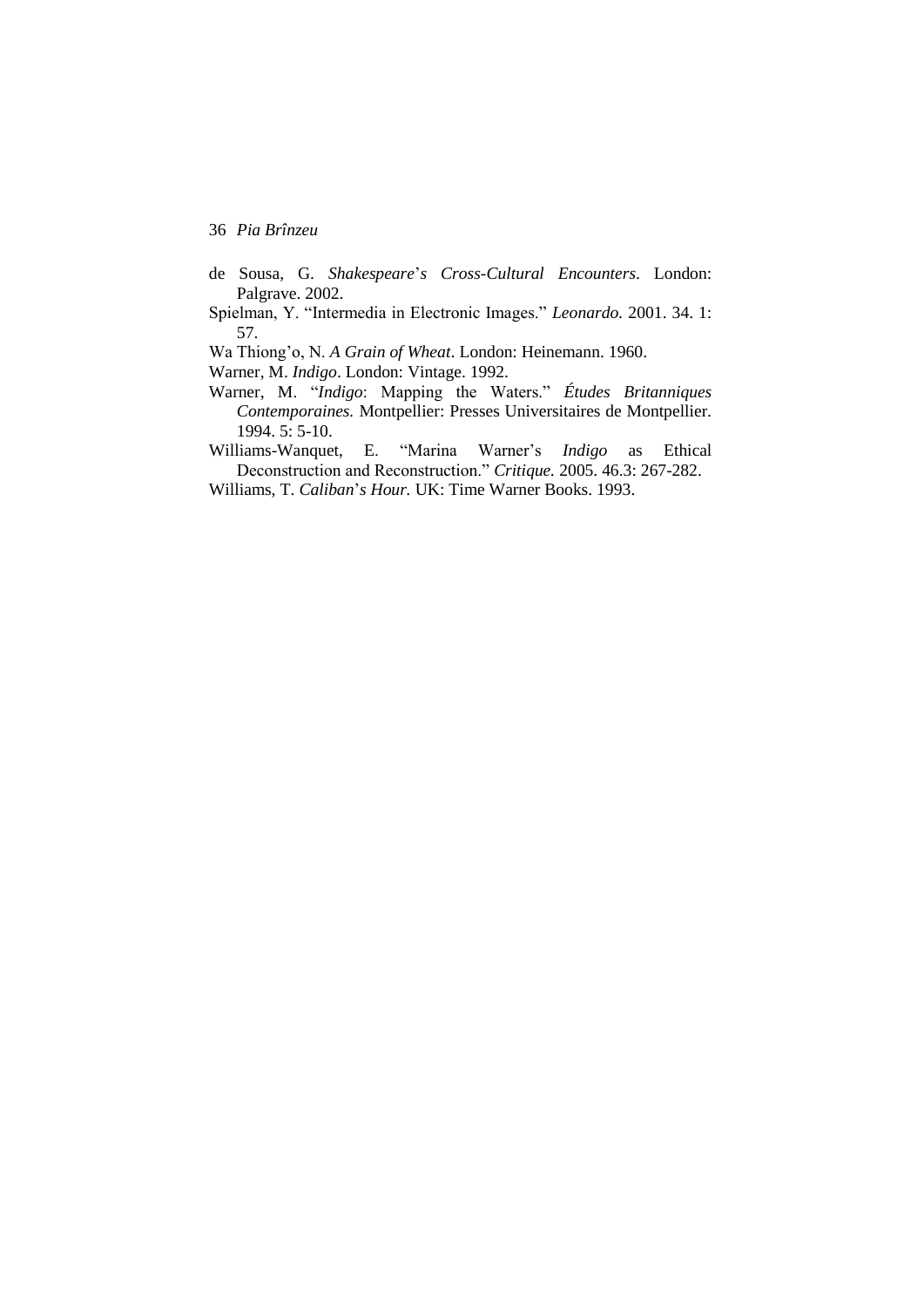de Sousa, G. *Shakespeare*'*s Cross-Cultural Encounters*. London: Palgrave. 2002.

Spielman, Y. "Intermedia in Electronic Images." *Leonardo.* 2001. 34. 1: 57.

Wa Thiong'o, N. *A Grain of Wheat*. London: Heinemann. 1960.

Warner, M. *Indigo*. London: Vintage. 1992.

Warner, M. "*Indigo*: Mapping the Waters." *Études Britanniques Contemporaines.* Montpellier: Presses Universitaires de Montpellier. 1994. 5: 5-10.

Williams-Wanquet, E. "Marina Warner's *Indigo* as Ethical Deconstruction and Reconstruction." *Critique.* 2005. 46.3: 267-282.

Williams, T. *Caliban*'*s Hour.* UK: Time Warner Books. 1993.